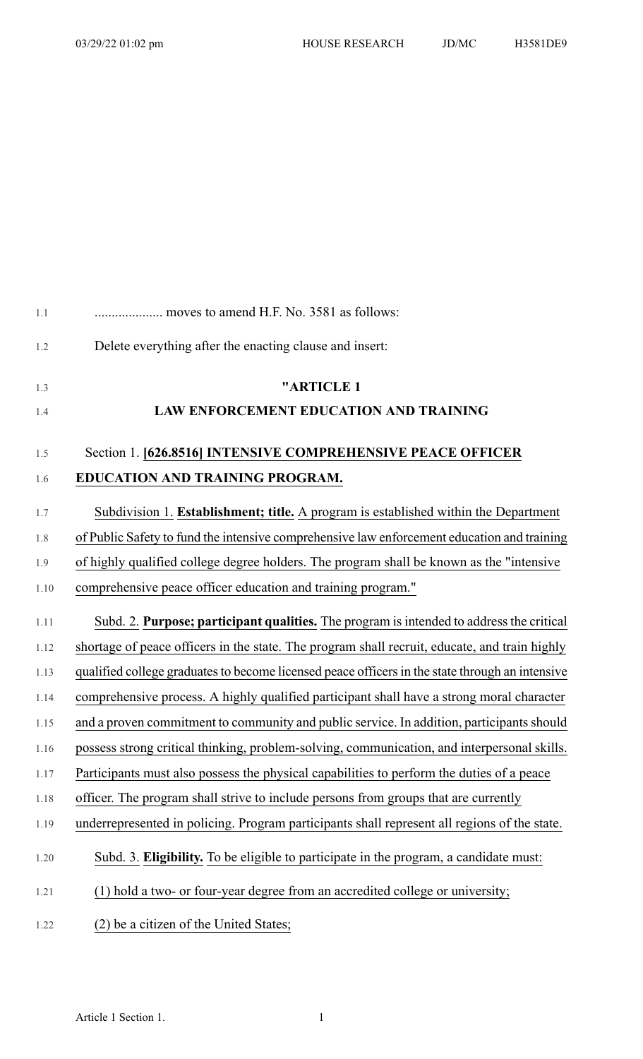.................... moves to amend H.F. No. 3581 as follows:

Delete everything after the enacting clause and insert:

# "ARTICLE 1

# LAW ENFORCEMENT EDUCATION AND TRAINING

## Section 1. [626.8516] INTENSIVE COMPREHENSIVE PEACE OFFICER EDUCATION AND TRAINING PROGRAM.

Subdivision 1. **Establishment; title.** A program is established within the Department of Public Safety to fund the intensive comprehensive law enforcement education and training of highly qualified college degree holders. The program shall be known as the "intensive comprehensive peace officer education and training program."

Subd. 2. **Purpose; participant qualities.** The program is intended to address the critical shortage of peace officers in the state. The program shall recruit, educate, and train highly qualified college graduates to become licensed peace officers in the state through an intensive comprehensive process. A highly qualified participant shall have a strong moral character and a proven commitment to community and public service. In addition, participants should possess strong critical thinking, problem-solving, communication, and interpersonal skills. Participants must also possess the physical capabilities to perform the duties of a peace officer. The program shall strive to include persons from groups that are currently underrepresented in policing. Program participants shall represent all regions of the state.

Subd. 3. **Eligibility.** To be eligible to participate in the program, a candidate must:

(1) hold a two- or four-year degree from an accredited college or university;

(2) be a citizen of the United States;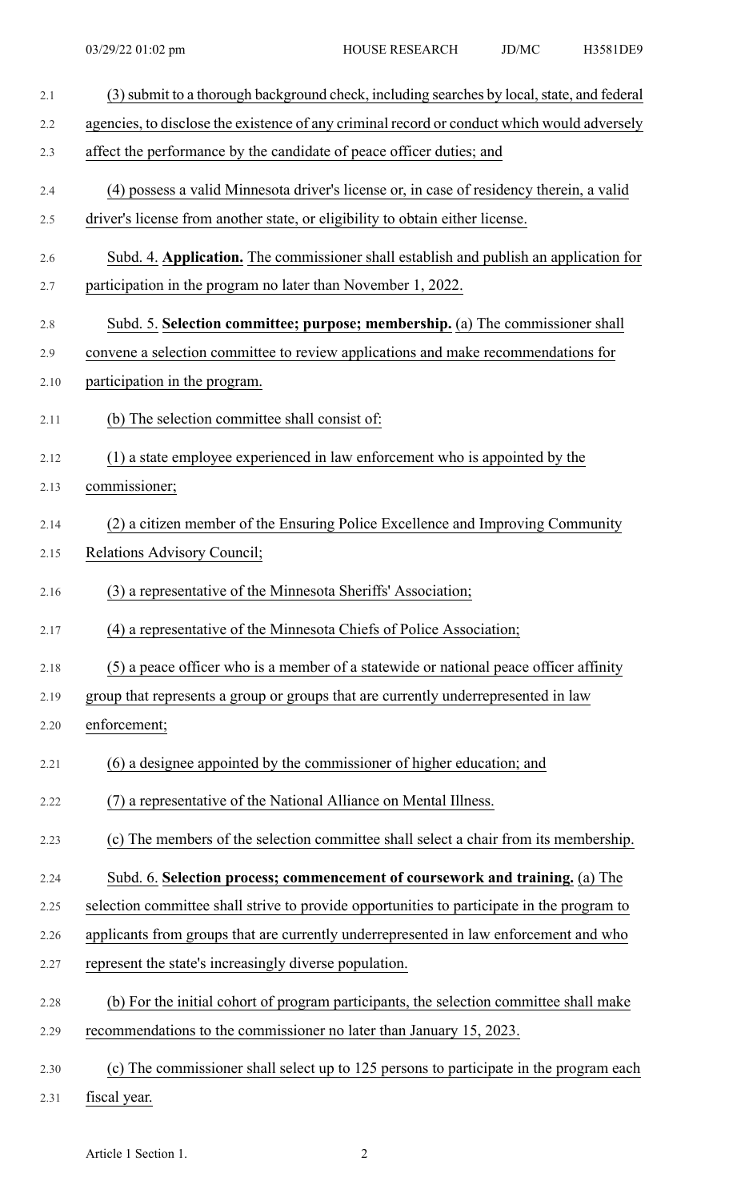(3) submit to a thorough background check, including searches by local, state, and federal agencies, to disclose the existence of any criminal record or conduct which would adversely affect the performance by the candidate of peace officer duties; and

(4) possess a valid Minnesota driver's license or, in case of residency therein, a valid driver's license from another state, or eligibility to obtain either license.

Subd. 4. **Application.** The commissioner shall establish and publish an application for participation in the program no later than November 1, 2022.

Subd. 5. **Selection committee; purpose; membership.** (a) The commissioner shall convene a selection committee to review applications and make recommendations for participation in the program.

(b) The selection committee shall consist of:

(1) a state employee experienced in law enforcement who is appointed by the commissioner;

(2) a citizen member of the Ensuring Police Excellence and Improving Community Relations Advisory Council;

(3) a representative of the Minnesota Sheriffs' Association;

(4) a representative of the Minnesota Chiefs of Police Association;

(5) a peace officer who is a member of a statewide or national peace officer affinity group that represents a group or groups that are currently underrepresented in law enforcement;

(6) a designee appointed by the commissioner of higher education; and

(7) a representative of the National Alliance on Mental Illness.

(c) The members of the selection committee shall select a chair from its membership.

Subd. 6. **Selection process; commencement of coursework and training.** (a) The selection committee shall strive to provide opportunities to participate in the program to applicants from groups that are currently underrepresented in law enforcement and who represent the state's increasingly diverse population.

(b) For the initial cohort of program participants, the selection committee shall make recommendations to the commissioner no later than January 15, 2023.

(c) The commissioner shall select up to 125 persons to participate in the program each fiscal year.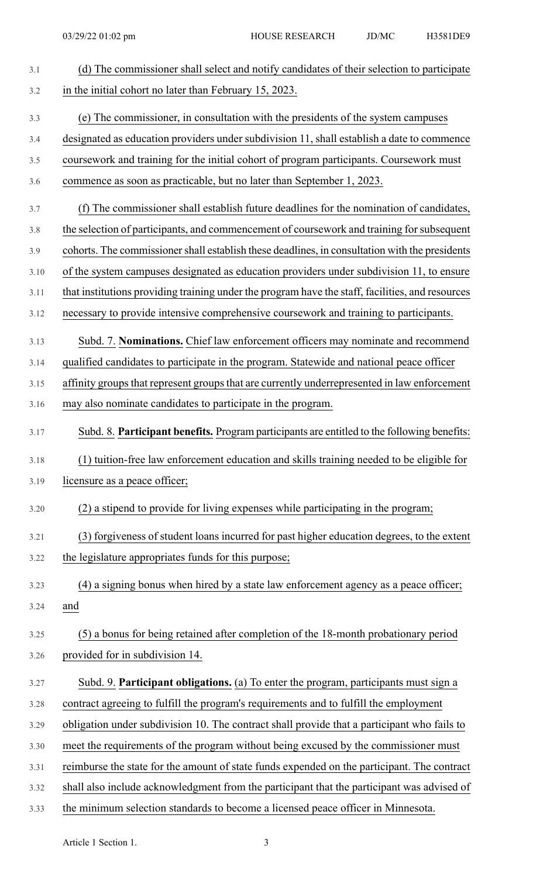(d) The commissioner shall select and notify candidates of their selection to participate in the initial cohort no later than February 15, 2023.

(e) The commissioner, in consultation with the presidents of the system campuses designated as education providers under subdivision 11, shall establish a date to commence coursework and training for the initial cohort of program participants. Coursework must commence as soon as practicable, but no later than September 1, 2023.

(f) The commissioner shall establish future deadlines for the nomination of candidates, the selection of participants, and commencement of coursework and training for subsequent cohorts. The commissioner shall establish these deadlines, in consultation with the presidents of the system campuses designated as education providers under subdivision 11, to ensure that institutions providing training under the program have the staff, facilities, and resources necessary to provide intensive comprehensive coursework and training to participants.

Subd. 7. **Nominations.** Chief law enforcement officers may nominate and recommend qualified candidates to participate in the program. Statewide and national peace officer affinity groups that represent groups that are currently underrepresented in law enforcement may also nominate candidates to participate in the program.

Subd. 8. **Participant benefits.** Program participants are entitled to the following benefits:

(1) tuition-free law enforcement education and skills training needed to be eligible for licensure as a peace officer;

(2) a stipend to provide for living expenses while participating in the program;

(3) forgiveness of student loans incurred for past higher education degrees, to the extent the legislature appropriates funds for this purpose;

(4) a signing bonus when hired by a state law enforcement agency as a peace officer; and

(5) a bonus for being retained after completion of the 18-month probationary period provided for in subdivision 14.

Subd. 9. **Participant obligations.** (a) To enter the program, participants must sign a contract agreeing to fulfill the program's requirements and to fulfill the employment obligation under subdivision 10. The contract shall provide that a participant who fails to meet the requirements of the program without being excused by the commissioner must reimburse the state for the amount of state funds expended on the participant. The contract shall also include acknowledgment from the participant that the participant was advised of the minimum selection standards to become a licensed peace officer in Minnesota.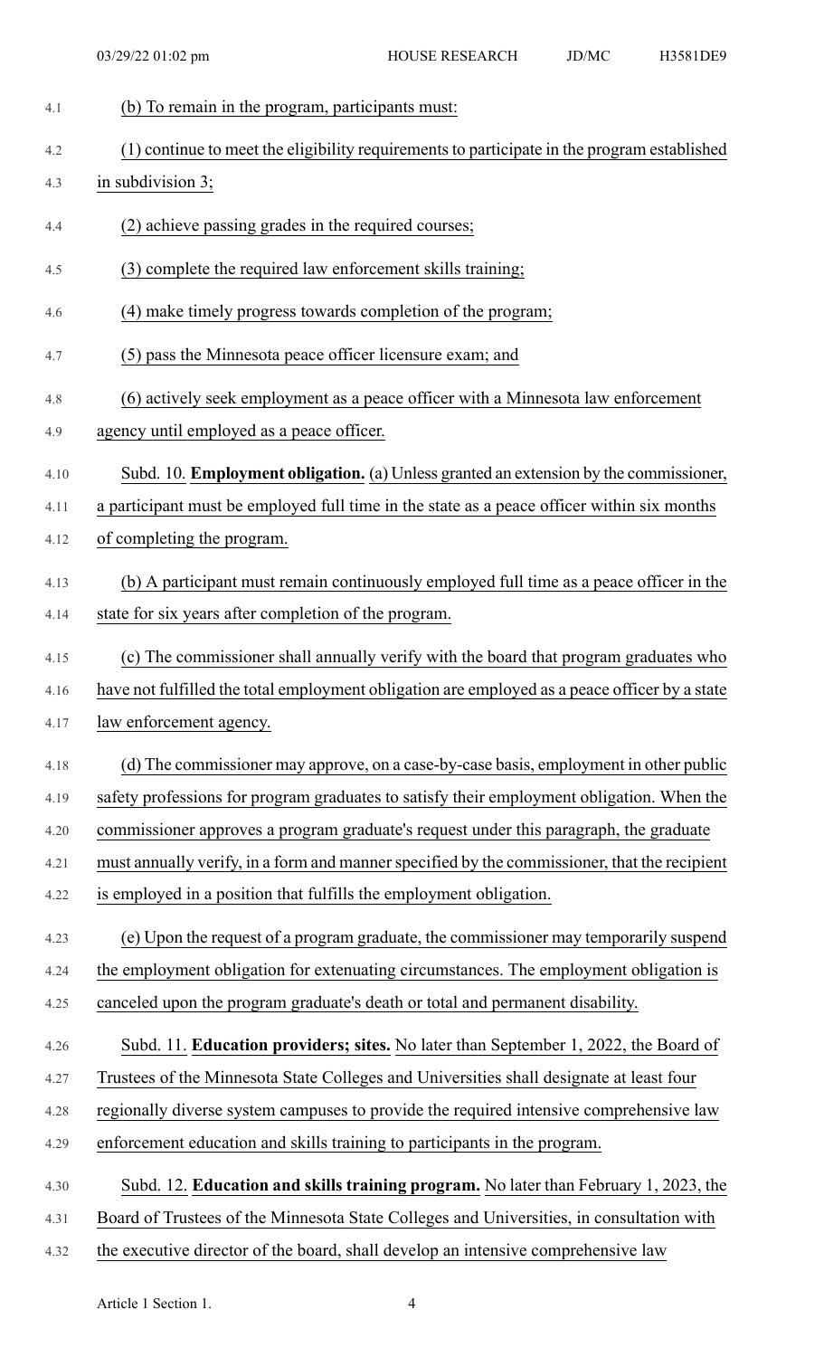(b) To remain in the program, participants must:

(1) continue to meet the eligibility requirements to participate in the program established in subdivision 3;

(2) achieve passing grades in the required courses;

(3) complete the required law enforcement skills training;

(4) make timely progress towards completion of the program;

(5) pass the Minnesota peace officer licensure exam; and

(6) actively seek employment as a peace officer with a Minnesota law enforcement agency until employed as a peace officer.

Subd. 10. **Employment obligation.** (a) Unless granted an extension by the commissioner, a participant must be employed full time in the state as a peace officer within six months of completing the program.

(b) A participant must remain continuously employed full time as a peace officer in the state for six years after completion of the program.

(c) The commissioner shall annually verify with the board that program graduates who have not fulfilled the total employment obligation are employed as a peace officer by a state law enforcement agency.

(d) The commissioner may approve, on a case-by-case basis, employment in other public safety professions for program graduates to satisfy their employment obligation. When the commissioner approves a program graduate's request under this paragraph, the graduate must annually verify, in a form and manner specified by the commissioner, that the recipient is employed in a position that fulfills the employment obligation.

(e) Upon the request of a program graduate, the commissioner may temporarily suspend the employment obligation for extenuating circumstances. The employment obligation is canceled upon the program graduate's death or total and permanent disability.

Subd. 11. **Education providers; sites.** No later than September 1, 2022, the Board of Trustees of the Minnesota State Colleges and Universities shall designate at least four regionally diverse system campuses to provide the required intensive comprehensive law enforcement education and skills training to participants in the program.

Subd. 12. **Education and skills training program.** No later than February 1, 2023, the Board of Trustees of the Minnesota State Colleges and Universities, in consultation with the executive director of the board, shall develop an intensive comprehensive law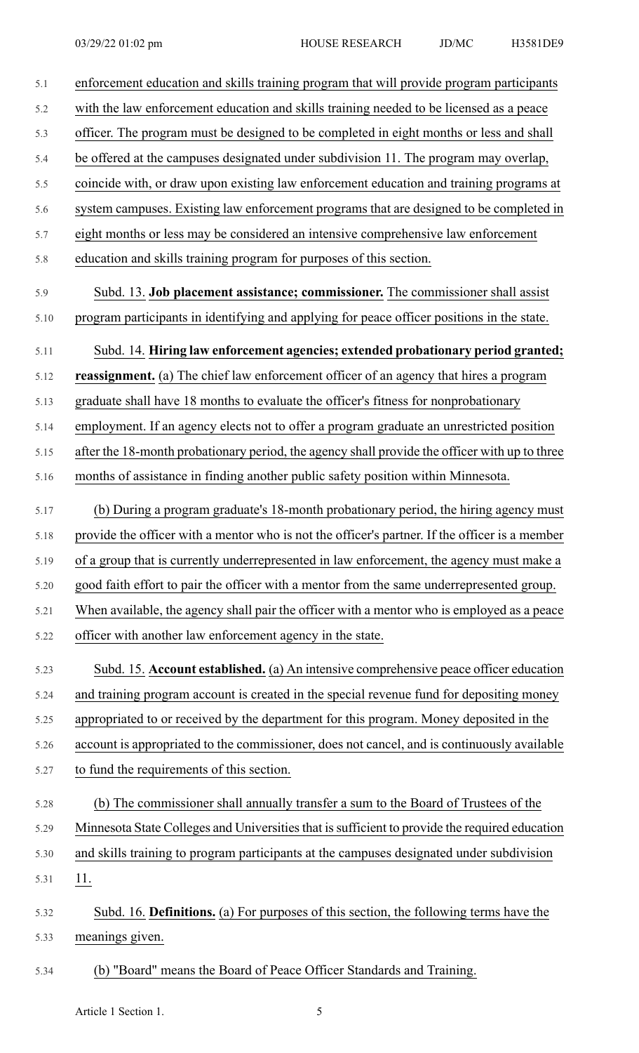enforcement education and skills training program that will provide program participants with the law enforcement education and skills training needed to be licensed as a peace officer. The program must be designed to be completed in eight months or less and shall be offered at the campuses designated under subdivision 11. The program may overlap, coincide with, or draw upon existing law enforcement education and training programs at system campuses. Existing law enforcement programs that are designed to be completed in eight months or less may be considered an intensive comprehensive law enforcement education and skills training program for purposes of this section.

Subd. 13. **Job placement assistance; commissioner.** The commissioner shall assist program participants in identifying and applying for peace officer positions in the state.

Subd. 14. **Hiring law enforcement agencies; extended probationary period granted; reassignment.** (a) The chief law enforcement officer of an agency that hires a program graduate shall have 18 months to evaluate the officer's fitness for nonprobationary employment. If an agency elects not to offer a program graduate an unrestricted position after the 18-month probationary period, the agency shall provide the officer with up to three months of assistance in finding another public safety position within Minnesota.

(b) During a program graduate's 18-month probationary period, the hiring agency must provide the officer with a mentor who is not the officer's partner. If the officer is a member of a group that is currently underrepresented in law enforcement, the agency must make a good faith effort to pair the officer with a mentor from the same underrepresented group. When available, the agency shall pair the officer with a mentor who is employed as a peace officer with another law enforcement agency in the state.

Subd. 15. **Account established.** (a) An intensive comprehensive peace officer education and training program account is created in the special revenue fund for depositing money appropriated to or received by the department for this program. Money deposited in the account is appropriated to the commissioner, does not cancel, and is continuously available to fund the requirements of this section.

(b) The commissioner shall annually transfer a sum to the Board of Trustees of the Minnesota State Colleges and Universities that is sufficient to provide the required education and skills training to program participants at the campuses designated under subdivision 11.

Subd. 16. **Definitions.** (a) For purposes of this section, the following terms have the meanings given.

(b) "Board" means the Board of Peace Officer Standards and Training.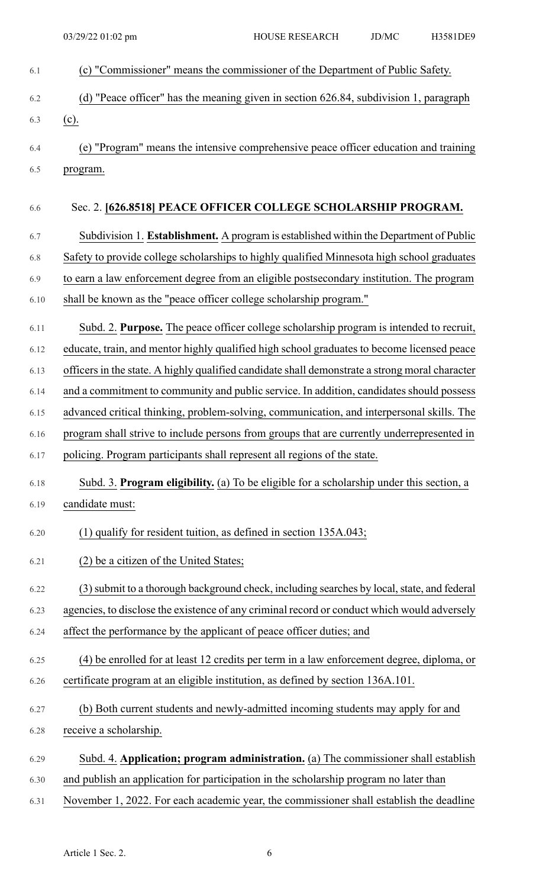(c) "Commissioner" means the commissioner of the Department of Public Safety.

(d) "Peace officer" has the meaning given in section 626.84, subdivision 1, paragraph (c).

(e) "Program" means the intensive comprehensive peace officer education and training program.

Sec. 2. **[626.8518] PEACE OFFICER COLLEGE SCHOLARSHIP PROGRAM.**

Subdivision 1. **Establishment.** A program is established within the Department of Public Safety to provide college scholarships to highly qualified Minnesota high school graduates to earn a law enforcement degree from an eligible postsecondary institution. The program shall be known as the "peace officer college scholarship program."

Subd. 2. **Purpose.** The peace officer college scholarship program is intended to recruit, educate, train, and mentor highly qualified high school graduates to become licensed peace officers in the state. A highly qualified candidate shall demonstrate a strong moral character and a commitment to community and public service. In addition, candidates should possess advanced critical thinking, problem-solving, communication, and interpersonal skills. The program shall strive to include persons from groups that are currently underrepresented in policing. Program participants shall represent all regions of the state.

Subd. 3. **Program eligibility.** (a) To be eligible for a scholarship under this section, a candidate must:

(1) qualify for resident tuition, as defined in section 135A.043;

(2) be a citizen of the United States;

(3) submit to a thorough background check, including searches by local, state, and federal agencies, to disclose the existence of any criminal record or conduct which would adversely affect the performance by the applicant of peace officer duties; and

(4) be enrolled for at least 12 credits per term in a law enforcement degree, diploma, or certificate program at an eligible institution, as defined by section 136A.101.

(b) Both current students and newly-admitted incoming students may apply for and receive a scholarship.

Subd. 4. **Application; program administration.** (a) The commissioner shall establish and publish an application for participation in the scholarship program no later than November 1, 2022. For each academic year, the commissioner shall establish the deadline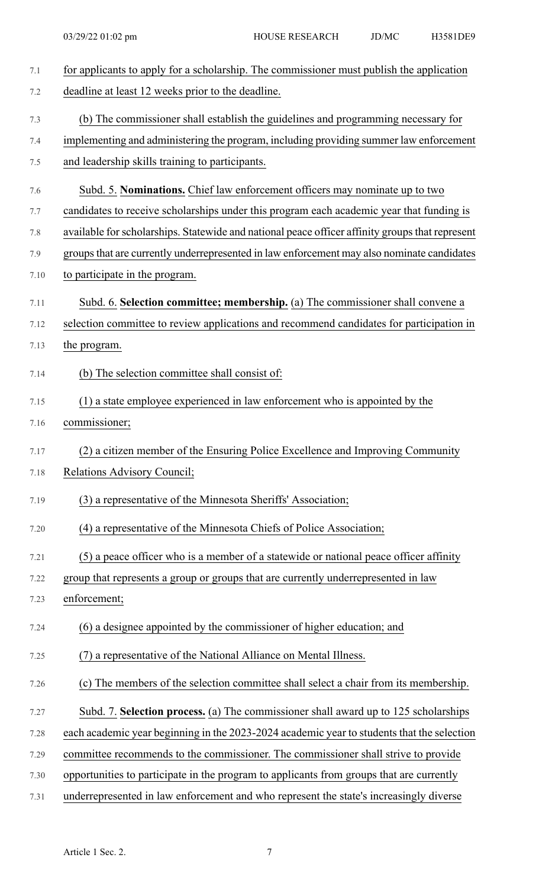for applicants to apply for a scholarship. The commissioner must publish the application deadline at least 12 weeks prior to the deadline.

(b) The commissioner shall establish the guidelines and programming necessary for implementing and administering the program, including providing summer law enforcement and leadership skills training to participants.

Subd. 5. **Nominations.** Chief law enforcement officers may nominate up to two candidates to receive scholarships under this program each academic year that funding is available for scholarships. Statewide and national peace officer affinity groups that represent groups that are currently underrepresented in law enforcement may also nominate candidates to participate in the program.

Subd. 6. **Selection committee; membership.** (a) The commissioner shall convene a selection committee to review applications and recommend candidates for participation in the program.

(b) The selection committee shall consist of:

(1) a state employee experienced in law enforcement who is appointed by the commissioner;

(2) a citizen member of the Ensuring Police Excellence and Improving Community Relations Advisory Council;

(3) a representative of the Minnesota Sheriffs' Association;

(4) a representative of the Minnesota Chiefs of Police Association;

(5) a peace officer who is a member of a statewide or national peace officer affinity group that represents a group or groups that are currently underrepresented in law enforcement;

(6) a designee appointed by the commissioner of higher education; and

(7) a representative of the National Alliance on Mental Illness.

(c) The members of the selection committee shall select a chair from its membership.

Subd. 7. **Selection process.** (a) The commissioner shall award up to 125 scholarships each academic year beginning in the 2023-2024 academic year to students that the selection committee recommends to the commissioner. The commissioner shall strive to provide opportunities to participate in the program to applicants from groups that are currently underrepresented in law enforcement and who represent the state's increasingly diverse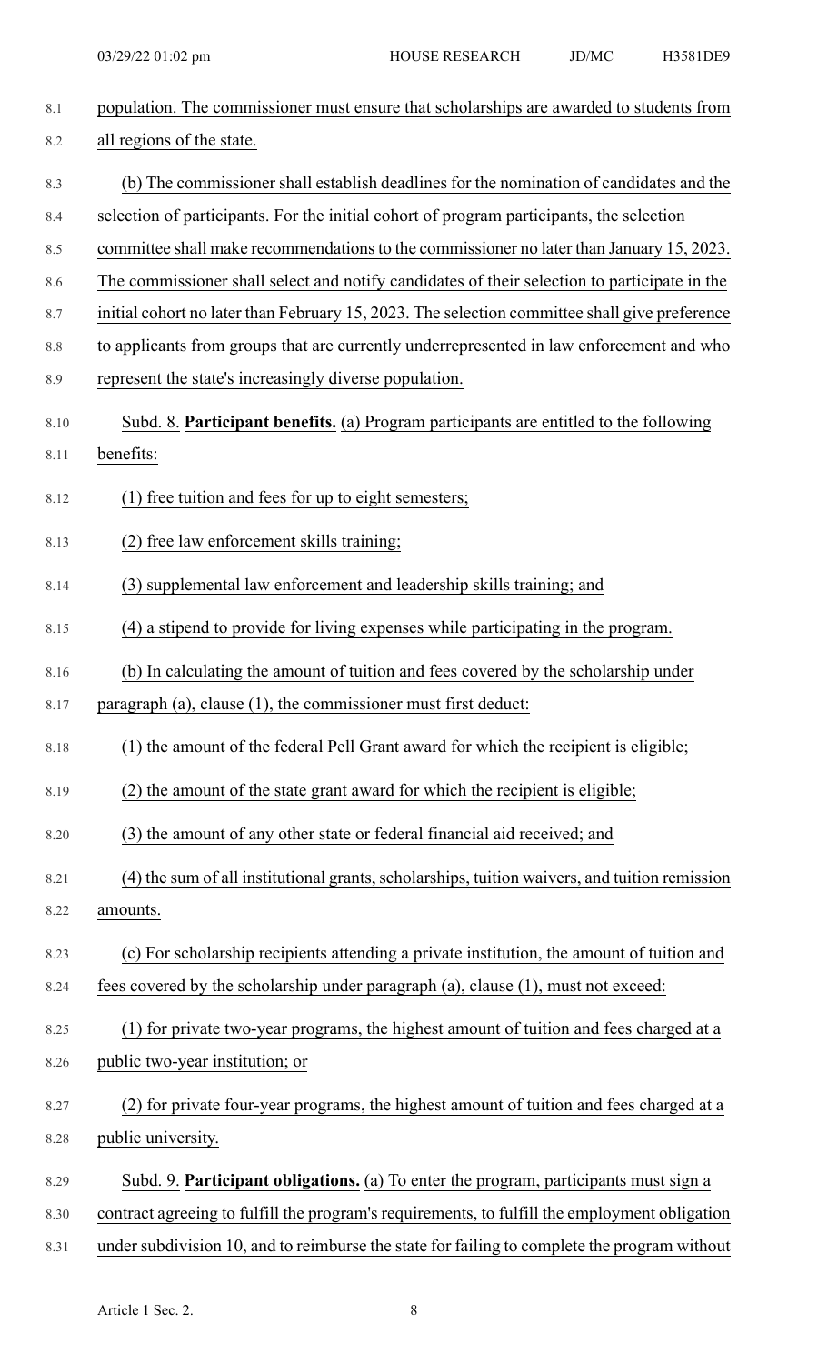population. The commissioner must ensure that scholarships are awarded to students from all regions of the state.

(b) The commissioner shall establish deadlines for the nomination of candidates and the selection of participants. For the initial cohort of program participants, the selection committee shall make recommendations to the commissioner no later than January 15, 2023. The commissioner shall select and notify candidates of their selection to participate in the initial cohort no later than February 15, 2023. The selection committee shall give preference to applicants from groups that are currently underrepresented in law enforcement and who represent the state's increasingly diverse population.

Subd. 8. **Participant benefits.** (a) Program participants are entitled to the following benefits:

(1) free tuition and fees for up to eight semesters;

(2) free law enforcement skills training;

(3) supplemental law enforcement and leadership skills training; and

(4) a stipend to provide for living expenses while participating in the program.

(b) In calculating the amount of tuition and fees covered by the scholarship under paragraph (a), clause (1), the commissioner must first deduct:

(1) the amount of the federal Pell Grant award for which the recipient is eligible;

(2) the amount of the state grant award for which the recipient is eligible;

(3) the amount of any other state or federal financial aid received; and

(4) the sum of all institutional grants, scholarships, tuition waivers, and tuition remission amounts.

(c) For scholarship recipients attending a private institution, the amount of tuition and fees covered by the scholarship under paragraph (a), clause (1), must not exceed:

(1) for private two-year programs, the highest amount of tuition and fees charged at a public two-year institution; or

(2) for private four-year programs, the highest amount of tuition and fees charged at a public university.

Subd. 9. **Participant obligations.** (a) To enter the program, participants must sign a contract agreeing to fulfill the program's requirements, to fulfill the employment obligation under subdivision 10, and to reimburse the state for failing to complete the program without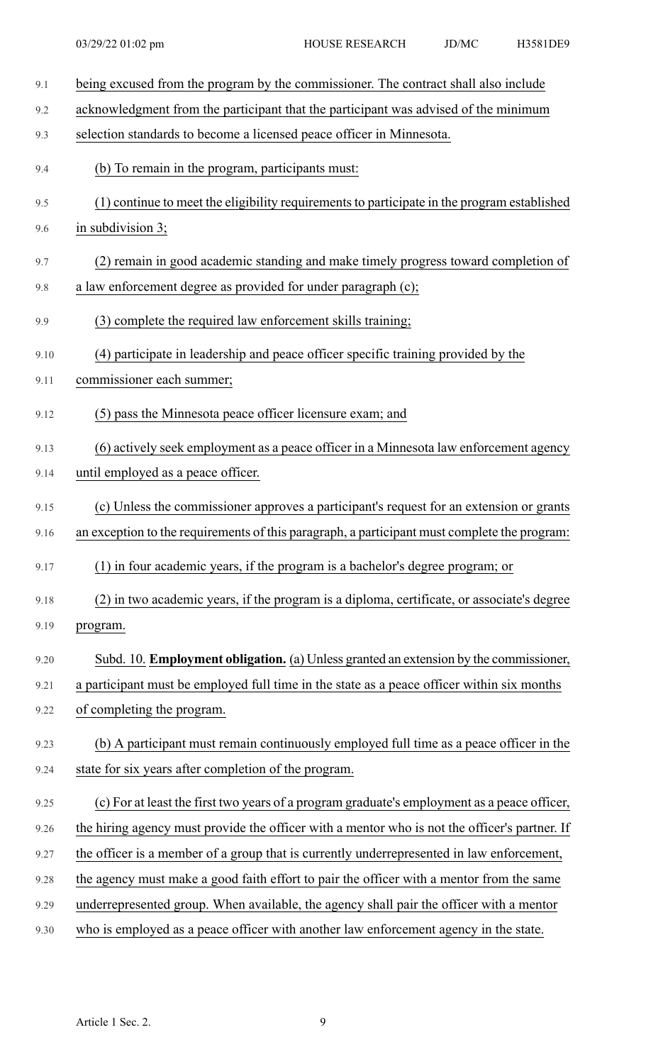being excused from the program by the commissioner. The contract shall also include acknowledgment from the participant that the participant was advised of the minimum selection standards to become a licensed peace officer in Minnesota.

(b) To remain in the program, participants must:

(1) continue to meet the eligibility requirements to participate in the program established in subdivision 3;

(2) remain in good academic standing and make timely progress toward completion of a law enforcement degree as provided for under paragraph (c);

(3) complete the required law enforcement skills training;

(4) participate in leadership and peace officer specific training provided by the commissioner each summer;

(5) pass the Minnesota peace officer licensure exam; and

(6) actively seek employment as a peace officer in a Minnesota law enforcement agency until employed as a peace officer.

(c) Unless the commissioner approves a participant's request for an extension or grants an exception to the requirements of this paragraph, a participant must complete the program:

(1) in four academic years, if the program is a bachelor's degree program; or

(2) in two academic years, if the program is a diploma, certificate, or associate's degree program.

Subd. 10. **Employment obligation.** (a) Unless granted an extension by the commissioner, a participant must be employed full time in the state as a peace officer within six months of completing the program.

(b) A participant must remain continuously employed full time as a peace officer in the state for six years after completion of the program.

(c) For at least the first two years of a program graduate's employment as a peace officer, the hiring agency must provide the officer with a mentor who is not the officer's partner. If the officer is a member of a group that is currently underrepresented in law enforcement, the agency must make a good faith effort to pair the officer with a mentor from the same underrepresented group. When available, the agency shall pair the officer with a mentor who is employed as a peace officer with another law enforcement agency in the state.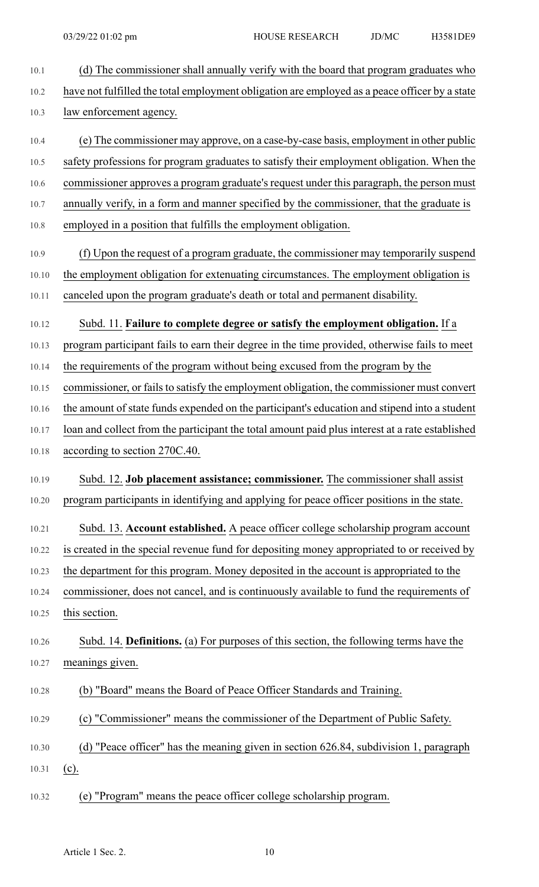(d) The commissioner shall annually verify with the board that program graduates who have not fulfilled the total employment obligation are employed as a peace officer by a state law enforcement agency.

(e) The commissioner may approve, on a case-by-case basis, employment in other public safety professions for program graduates to satisfy their employment obligation. When the commissioner approves a program graduate's request under this paragraph, the person must annually verify, in a form and manner specified by the commissioner, that the graduate is employed in a position that fulfills the employment obligation.

(f) Upon the request of a program graduate, the commissioner may temporarily suspend the employment obligation for extenuating circumstances. The employment obligation is canceled upon the program graduate's death or total and permanent disability.

Subd. 11. **Failure to complete degree or satisfy the employment obligation.** If a program participant fails to earn their degree in the time provided, otherwise fails to meet the requirements of the program without being excused from the program by the commissioner, or fails to satisfy the employment obligation, the commissioner must convert the amount of state funds expended on the participant's education and stipend into a student loan and collect from the participant the total amount paid plus interest at a rate established according to section 270C.40.

Subd. 12. **Job placement assistance; commissioner.** The commissioner shall assist program participants in identifying and applying for peace officer positions in the state.

Subd. 13. **Account established.** A peace officer college scholarship program account is created in the special revenue fund for depositing money appropriated to or received by the department for this program. Money deposited in the account is appropriated to the commissioner, does not cancel, and is continuously available to fund the requirements of this section.

Subd. 14. **Definitions.** (a) For purposes of this section, the following terms have the meanings given.

(b) "Board" means the Board of Peace Officer Standards and Training.

(c) "Commissioner" means the commissioner of the Department of Public Safety.

(d) "Peace officer" has the meaning given in section 626.84, subdivision 1, paragraph (c).

(e) "Program" means the peace officer college scholarship program.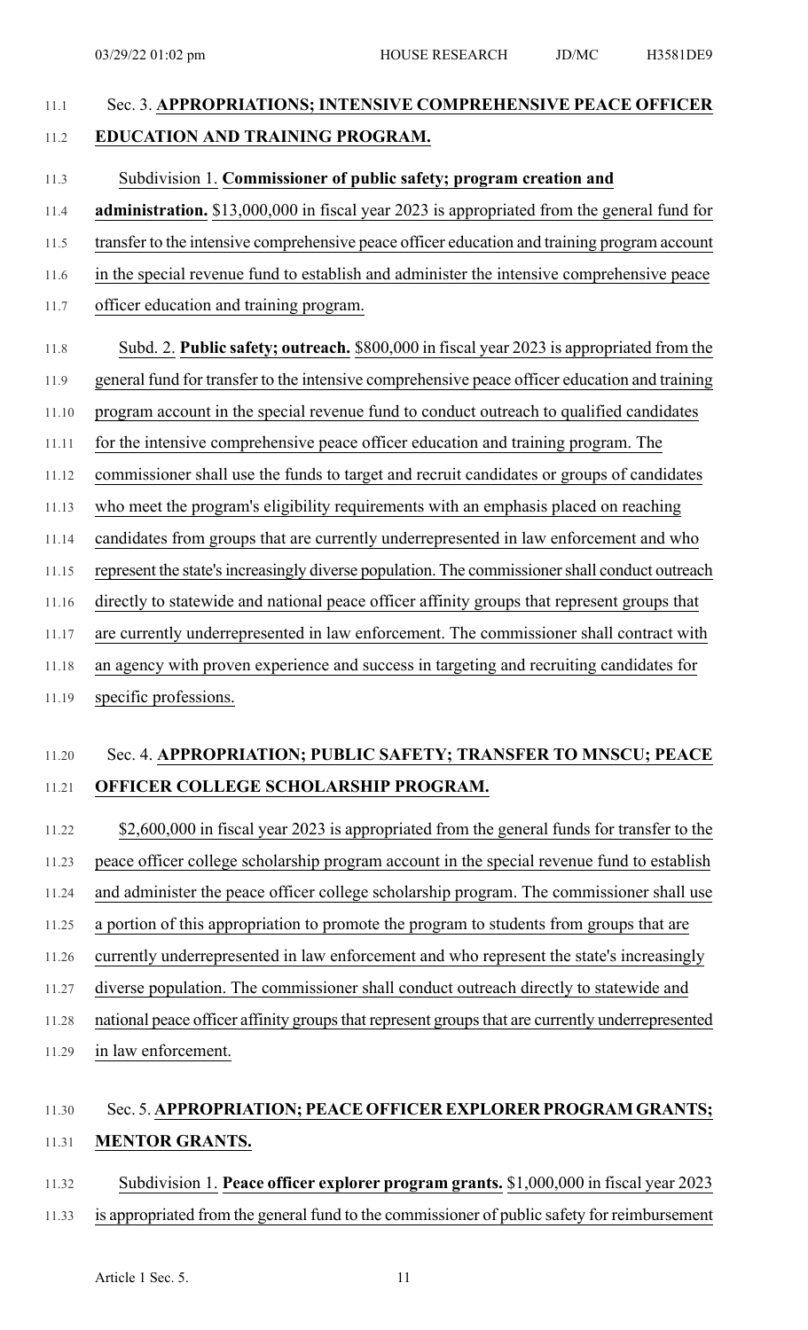Sec. 3. **APPROPRIATIONS; INTENSIVE COMPREHENSIVE PEACE OFFICER EDUCATION AND TRAINING PROGRAM.**

Subdivision 1. **Commissioner of public safety; program creation and administration.** $13,000,000 in fiscal year 2023 is appropriated from the general fund for transfer to the intensive comprehensive peace officer education and training program account in the special revenue fund to establish and administer the intensive comprehensive peace officer education and training program.

Subd. 2. **Public safety; outreach.** $800,000 in fiscal year 2023 is appropriated from the general fund for transfer to the intensive comprehensive peace officer education and training program account in the special revenue fund to conduct outreach to qualified candidates for the intensive comprehensive peace officer education and training program. The commissioner shall use the funds to target and recruit candidates or groups of candidates who meet the program's eligibility requirements with an emphasis placed on reaching candidates from groups that are currently underrepresented in law enforcement and who represent the state's increasingly diverse population. The commissioner shall conduct outreach directly to statewide and national peace officer affinity groups that represent groups that are currently underrepresented in law enforcement. The commissioner shall contract with an agency with proven experience and success in targeting and recruiting candidates for specific professions.

Sec. 4. **APPROPRIATION; PUBLIC SAFETY; TRANSFER TO MNSCU; PEACE OFFICER COLLEGE SCHOLARSHIP PROGRAM.**

$2,600,000 in fiscal year 2023 is appropriated from the general funds for transfer to the peace officer college scholarship program account in the special revenue fund to establish and administer the peace officer college scholarship program. The commissioner shall use a portion of this appropriation to promote the program to students from groups that are currently underrepresented in law enforcement and who represent the state's increasingly diverse population. The commissioner shall conduct outreach directly to statewide and national peace officer affinity groups that represent groups that are currently underrepresented in law enforcement.

Sec. 5. **APPROPRIATION; PEACE OFFICER EXPLORER PROGRAM GRANTS; MENTOR GRANTS.**

Subdivision 1. **Peace officer explorer program grants.** $1,000,000 in fiscal year 2023 is appropriated from the general fund to the commissioner of public safety for reimbursement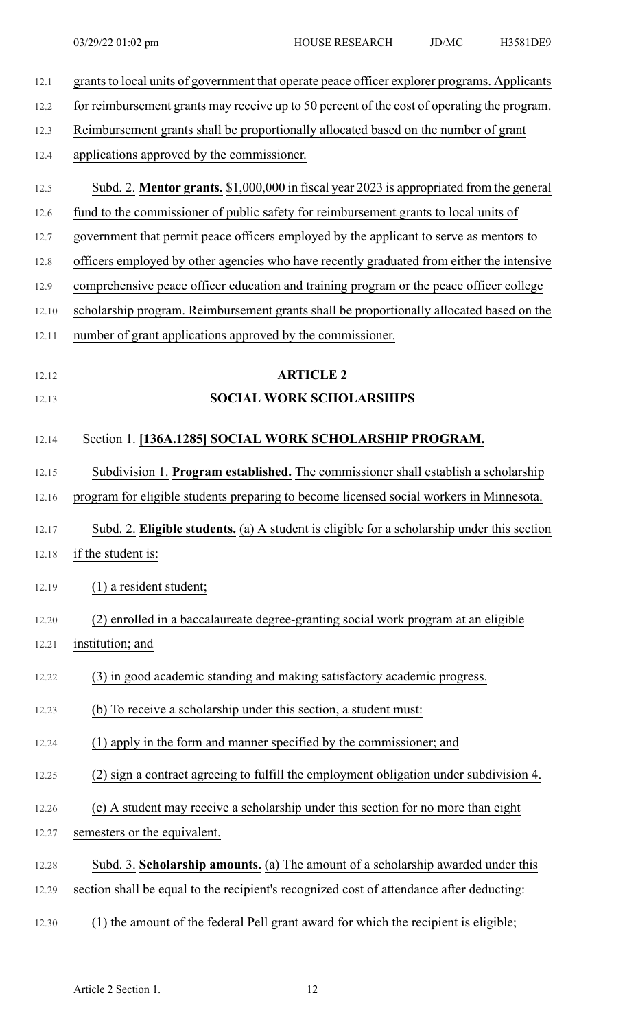grants to local units of government that operate peace officer explorer programs. Applicants for reimbursement grants may receive up to 50 percent of the cost of operating the program. Reimbursement grants shall be proportionally allocated based on the number of grant applications approved by the commissioner.

Subd. 2. **Mentor grants.** $1,000,000 in fiscal year 2023 is appropriated from the general fund to the commissioner of public safety for reimbursement grants to local units of government that permit peace officers employed by the applicant to serve as mentors to officers employed by other agencies who have recently graduated from either the intensive comprehensive peace officer education and training program or the peace officer college scholarship program. Reimbursement grants shall be proportionally allocated based on the number of grant applications approved by the commissioner.

## ARTICLE 2
## SOCIAL WORK SCHOLARSHIPS

Section 1. **[136A.1285] SOCIAL WORK SCHOLARSHIP PROGRAM.**

Subdivision 1. **Program established.** The commissioner shall establish a scholarship program for eligible students preparing to become licensed social workers in Minnesota.

Subd. 2. **Eligible students.** (a) A student is eligible for a scholarship under this section if the student is:

(1) a resident student;

(2) enrolled in a baccalaureate degree-granting social work program at an eligible institution; and

(3) in good academic standing and making satisfactory academic progress.

(b) To receive a scholarship under this section, a student must:

(1) apply in the form and manner specified by the commissioner; and

(2) sign a contract agreeing to fulfill the employment obligation under subdivision 4.

(c) A student may receive a scholarship under this section for no more than eight semesters or the equivalent.

Subd. 3. **Scholarship amounts.** (a) The amount of a scholarship awarded under this section shall be equal to the recipient's recognized cost of attendance after deducting:

(1) the amount of the federal Pell grant award for which the recipient is eligible;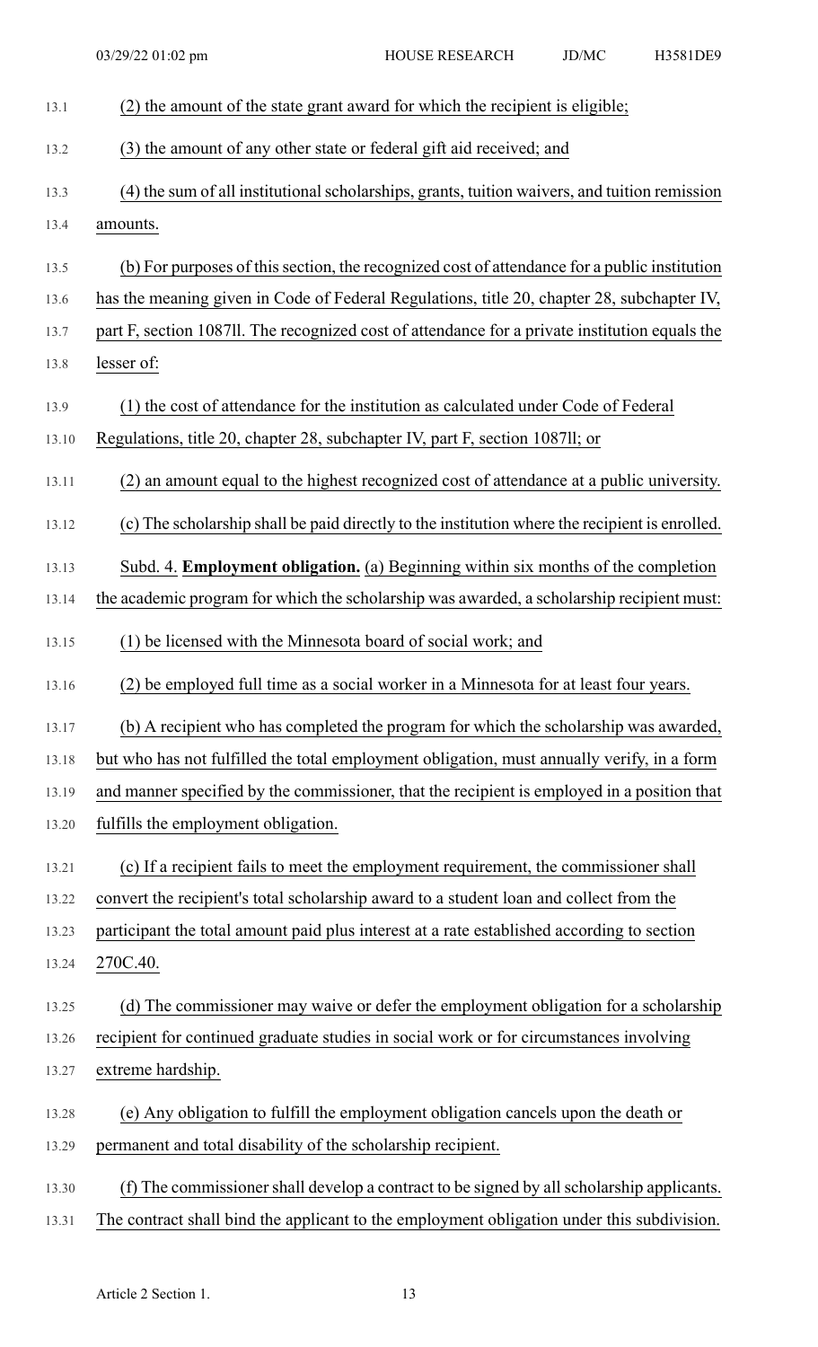(2) the amount of the state grant award for which the recipient is eligible;

(3) the amount of any other state or federal gift aid received; and

(4) the sum of all institutional scholarships, grants, tuition waivers, and tuition remission amounts.

(b) For purposes of this section, the recognized cost of attendance for a public institution has the meaning given in Code of Federal Regulations, title 20, chapter 28, subchapter IV, part F, section 1087ll. The recognized cost of attendance for a private institution equals the lesser of:

(1) the cost of attendance for the institution as calculated under Code of Federal Regulations, title 20, chapter 28, subchapter IV, part F, section 1087ll; or

(2) an amount equal to the highest recognized cost of attendance at a public university.

(c) The scholarship shall be paid directly to the institution where the recipient is enrolled.

Subd. 4. **Employment obligation.** (a) Beginning within six months of the completion the academic program for which the scholarship was awarded, a scholarship recipient must:

(1) be licensed with the Minnesota board of social work; and

(2) be employed full time as a social worker in a Minnesota for at least four years.

(b) A recipient who has completed the program for which the scholarship was awarded, but who has not fulfilled the total employment obligation, must annually verify, in a form and manner specified by the commissioner, that the recipient is employed in a position that fulfills the employment obligation.

(c) If a recipient fails to meet the employment requirement, the commissioner shall convert the recipient's total scholarship award to a student loan and collect from the participant the total amount paid plus interest at a rate established according to section 270C.40.

(d) The commissioner may waive or defer the employment obligation for a scholarship recipient for continued graduate studies in social work or for circumstances involving extreme hardship.

(e) Any obligation to fulfill the employment obligation cancels upon the death or permanent and total disability of the scholarship recipient.

(f) The commissioner shall develop a contract to be signed by all scholarship applicants. The contract shall bind the applicant to the employment obligation under this subdivision.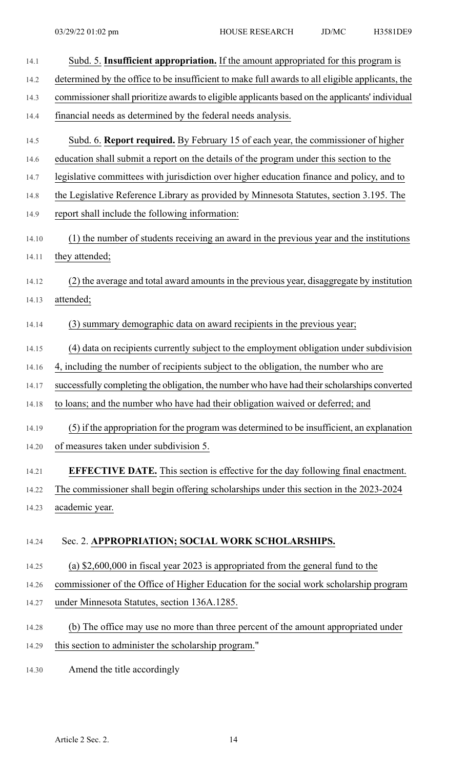Subd. 5. **Insufficient appropriation.** If the amount appropriated for this program is determined by the office to be insufficient to make full awards to all eligible applicants, the commissioner shall prioritize awards to eligible applicants based on the applicants' individual financial needs as determined by the federal needs analysis.

Subd. 6. **Report required.** By February 15 of each year, the commissioner of higher education shall submit a report on the details of the program under this section to the legislative committees with jurisdiction over higher education finance and policy, and to the Legislative Reference Library as provided by Minnesota Statutes, section 3.195. The report shall include the following information:

(1) the number of students receiving an award in the previous year and the institutions they attended;

(2) the average and total award amounts in the previous year, disaggregate by institution attended;

(3) summary demographic data on award recipients in the previous year;

(4) data on recipients currently subject to the employment obligation under subdivision 4, including the number of recipients subject to the obligation, the number who are successfully completing the obligation, the number who have had their scholarships converted to loans; and the number who have had their obligation waived or deferred; and

(5) if the appropriation for the program was determined to be insufficient, an explanation of measures taken under subdivision 5.

**EFFECTIVE DATE.** This section is effective for the day following final enactment. The commissioner shall begin offering scholarships under this section in the 2023-2024 academic year.

Sec. 2. **APPROPRIATION; SOCIAL WORK SCHOLARSHIPS.**

(a) $2,600,000 in fiscal year 2023 is appropriated from the general fund to the commissioner of the Office of Higher Education for the social work scholarship program under Minnesota Statutes, section 136A.1285.

(b) The office may use no more than three percent of the amount appropriated under this section to administer the scholarship program."

Amend the title accordingly